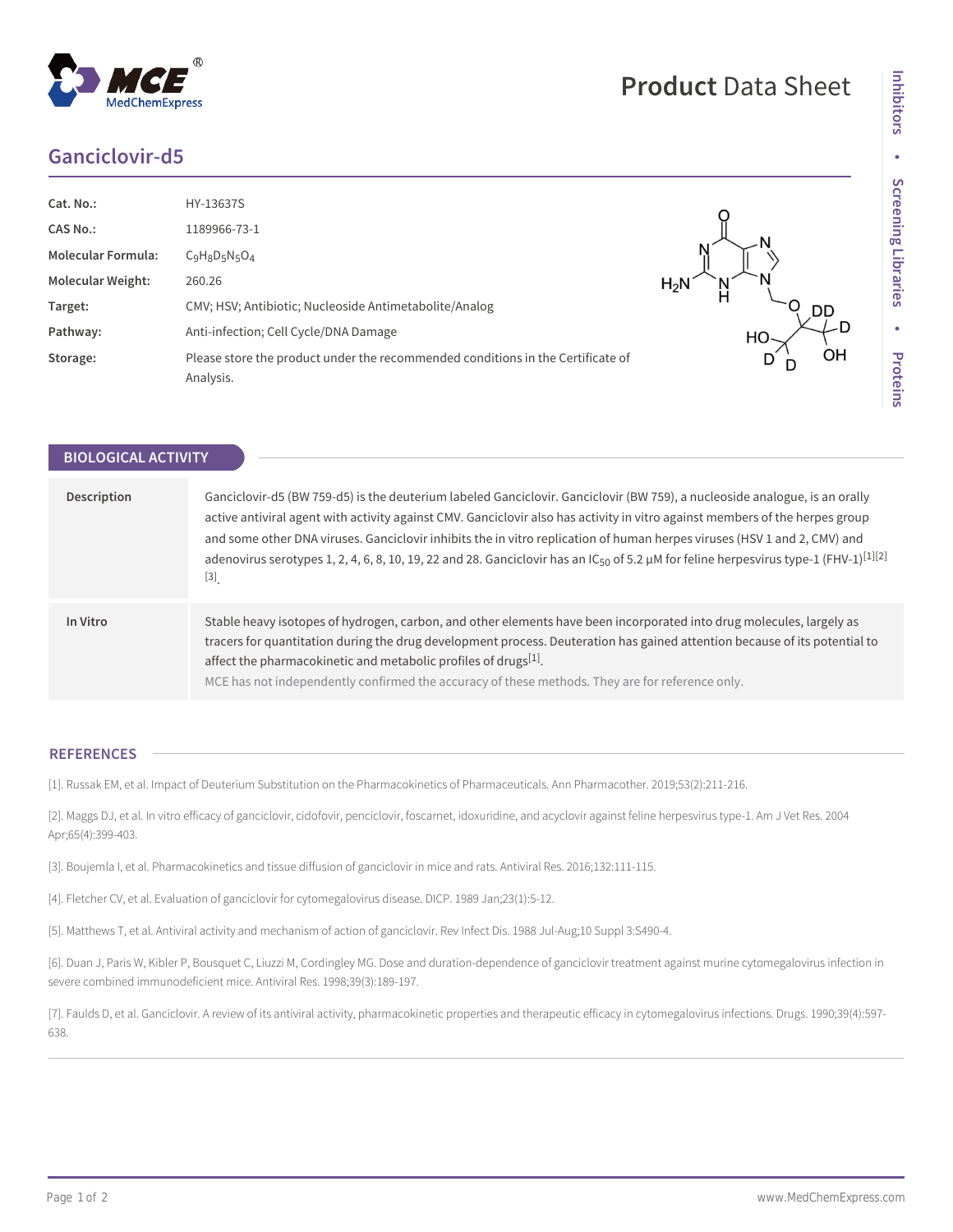# Ganciclovir-d5

| | |
|---|---|
| **Cat. No.:** | HY-13637S |
| **CAS No.:** | 1189966-73-1 |
| **Molecular Formula:** | $C_9H_8D_5N_5O_4$ |
| **Molecular Weight:** | 260.26 |
| **Target:** | CMV; HSV; Antibiotic; Nucleoside Antimetabolite/Analog |
| **Pathway:** | Anti-infection; Cell Cycle/DNA Damage |
| **Storage:** | Please store the product under the recommended conditions in the Certificate of Analysis. |

## BIOLOGICAL ACTIVITY

| | |
|---|---|
| **Description** | Ganciclovir-d5 (BW 759-d5) is the deuterium labeled Ganciclovir. Ganciclovir (BW 759), a nucleoside analogue, is an orally active antiviral agent with activity against CMV. Ganciclovir also has activity in vitro against members of the herpes group and some other DNA viruses. Ganciclovir inhibits the in vitro replication of human herpes viruses (HSV 1 and 2, CMV) and adenovirus serotypes 1, 2, 4, 6, 8, 10, 19, 22 and 28. Ganciclovir has an $IC_{50}$ of 5.2 µM for feline herpesvirus type-1 (FHV-1)[1][2][3]. |
| **In Vitro** | Stable heavy isotopes of hydrogen, carbon, and other elements have been incorporated into drug molecules, largely as tracers for quantitation during the drug development process. Deuteration has gained attention because of its potential to affect the pharmacokinetic and metabolic profiles of drugs[1].<br>MCE has not independently confirmed the accuracy of these methods. They are for reference only. |

## REFERENCES

[1]. Russak EM, et al. Impact of Deuterium Substitution on the Pharmacokinetics of Pharmaceuticals. Ann Pharmacother. 2019;53(2):211-216.

[2]. Maggs DJ, et al. In vitro efficacy of ganciclovir, cidofovir, penciclovir, foscarnet, idoxuridine, and acyclovir against feline herpesvirus type-1. Am J Vet Res. 2004 Apr;65(4):399-403.

[3]. Boujemla I, et al. Pharmacokinetics and tissue diffusion of ganciclovir in mice and rats. Antiviral Res. 2016;132:111-115.

[4]. Fletcher CV, et al. Evaluation of ganciclovir for cytomegalovirus disease. DICP. 1989 Jan;23(1):5-12.

[5]. Matthews T, et al. Antiviral activity and mechanism of action of ganciclovir. Rev Infect Dis. 1988 Jul-Aug;10 Suppl 3:S490-4.

[6]. Duan J, Paris W, Kibler P, Bousquet C, Liuzzi M, Cordingley MG. Dose and duration-dependence of ganciclovir treatment against murine cytomegalovirus infection in severe combined immunodeficient mice. Antiviral Res. 1998;39(3):189-197.

[7]. Faulds D, et al. Ganciclovir. A review of its antiviral activity, pharmacokinetic properties and therapeutic efficacy in cytomegalovirus infections. Drugs. 1990;39(4):597-638.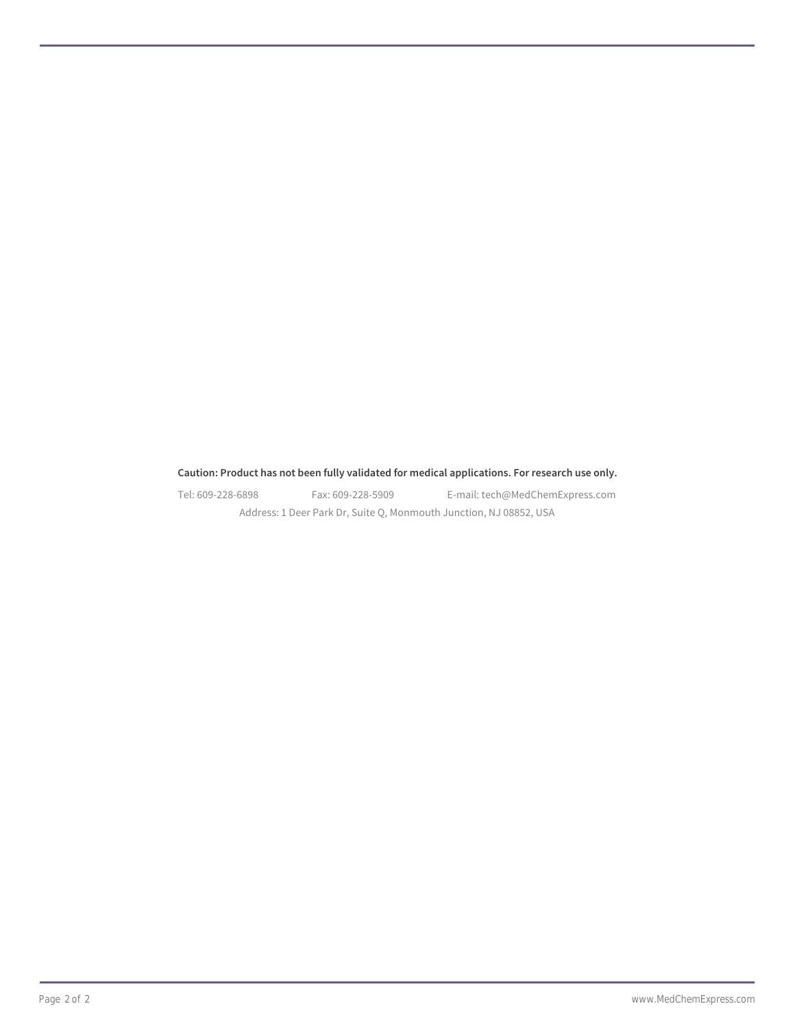**Caution: Product has not been fully validated for medical applications. For research use only.**

Tel: 609-228-6898 Fax: 609-228-5909 E-mail: tech@MedChemExpress.com

Address: 1 Deer Park Dr, Suite Q, Monmouth Junction, NJ 08852, USA